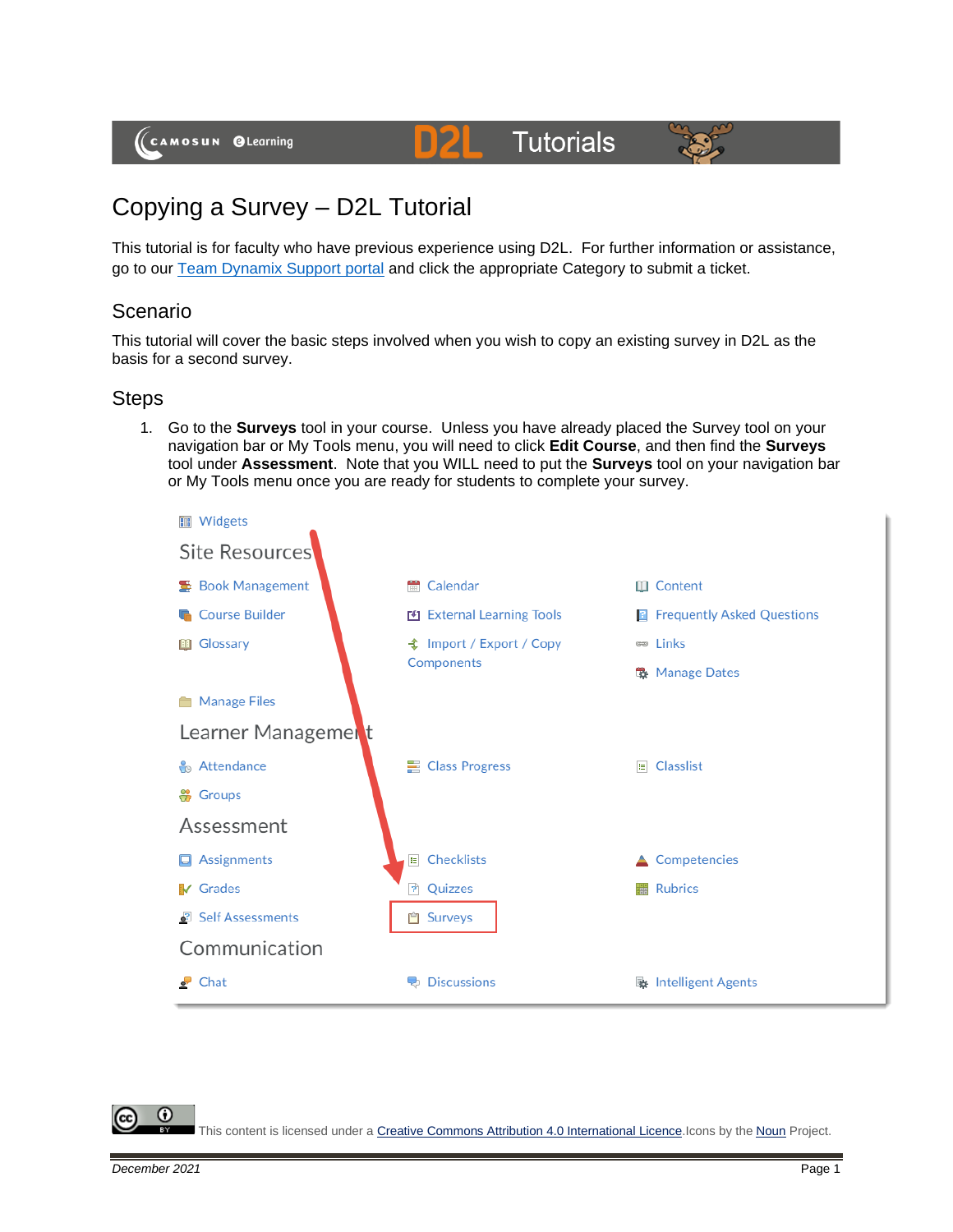# Copying a Survey – D2L Tutorial

This tutorial is for faculty who have previous experience using D2L. For further information or assistance, go to our Team Dynamix Support portal and click the appropriate Category to submit a ticket.

## Scenario

This tutorial will cover the basic steps involved when you wish to copy an existing survey in D2L as the basis for a second survey.

## Steps

1. Go to the **Surveys** tool in your course. Unless you have already placed the Survey tool on your navigation bar or My Tools menu, you will need to click **Edit Course**, and then find the **Surveys** tool under **Assessment**. Note that you WILL need to put the **Surveys** tool on your navigation bar or My Tools menu once you are ready for students to complete your survey.

This content is licensed under a Creative Commons Attribution 4.0 International Licence. Icons by the Noun Project.

December 2021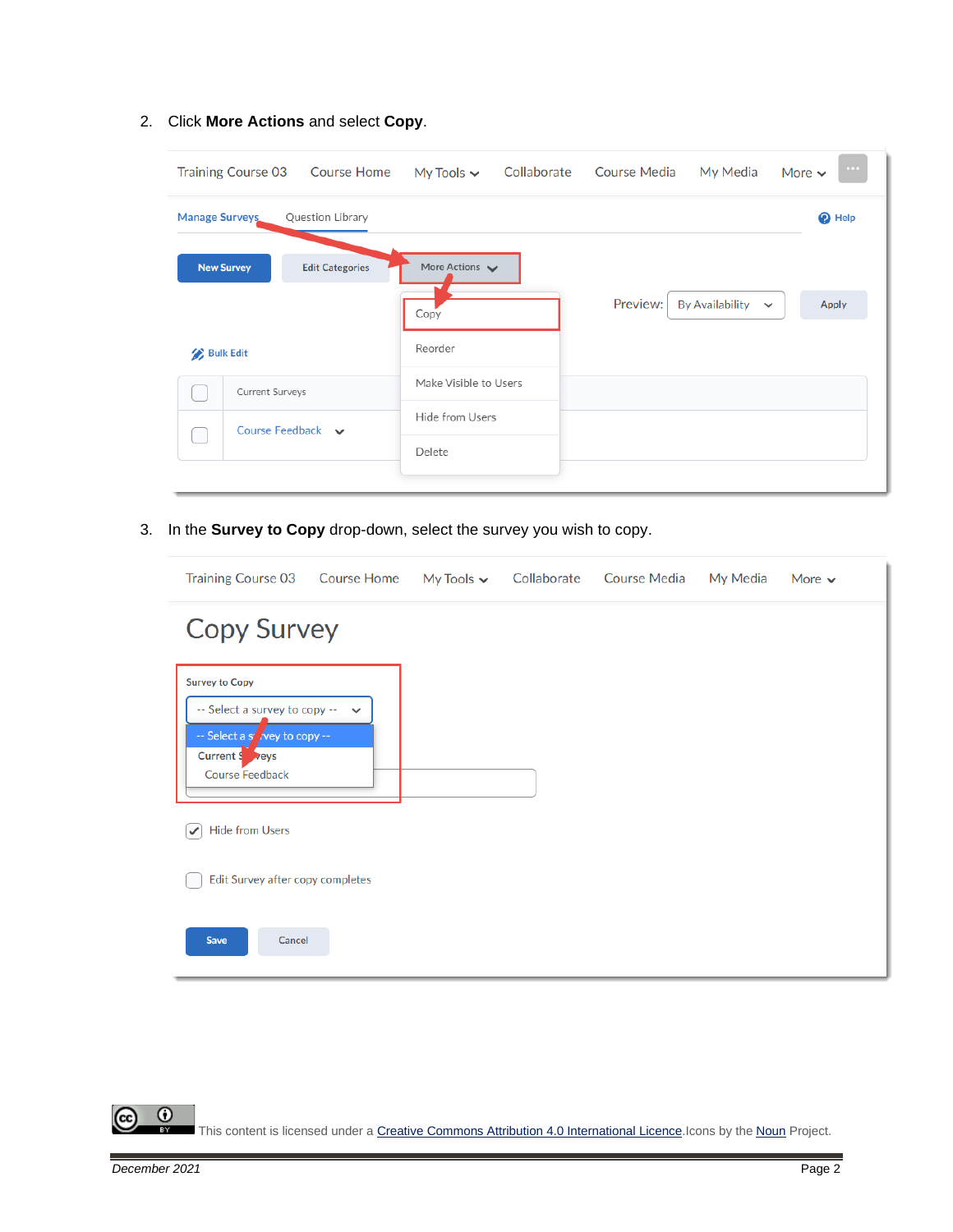2. Click **More Actions** and select **Copy**.

3. In the **Survey to Copy** drop-down, select the survey you wish to copy.

This content is licensed under a Creative Commons Attribution 4.0 International Licence. Icons by the Noun Project.

*December 2021*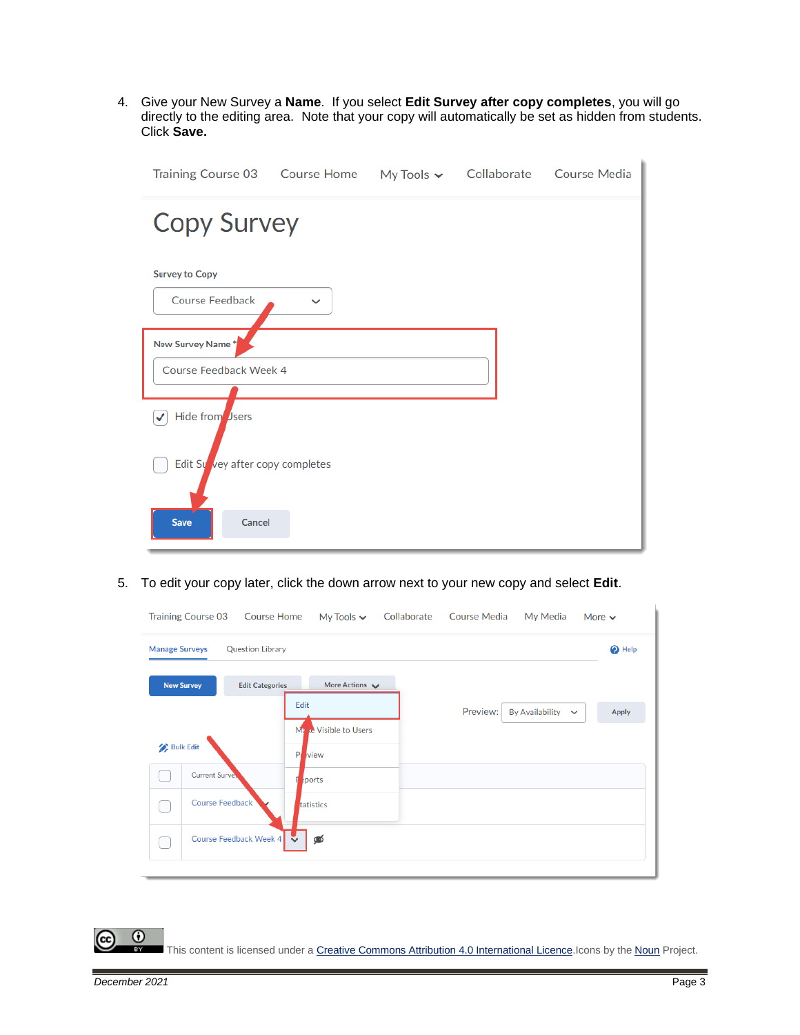4. Give your New Survey a **Name**. If you select **Edit Survey after copy completes**, you will go directly to the editing area. Note that your copy will automatically be set as hidden from students. Click **Save.**

5. To edit your copy later, click the down arrow next to your new copy and select **Edit**.

This content is licensed under a Creative Commons Attribution 4.0 International Licence.Icons by the Noun Project.

December 2021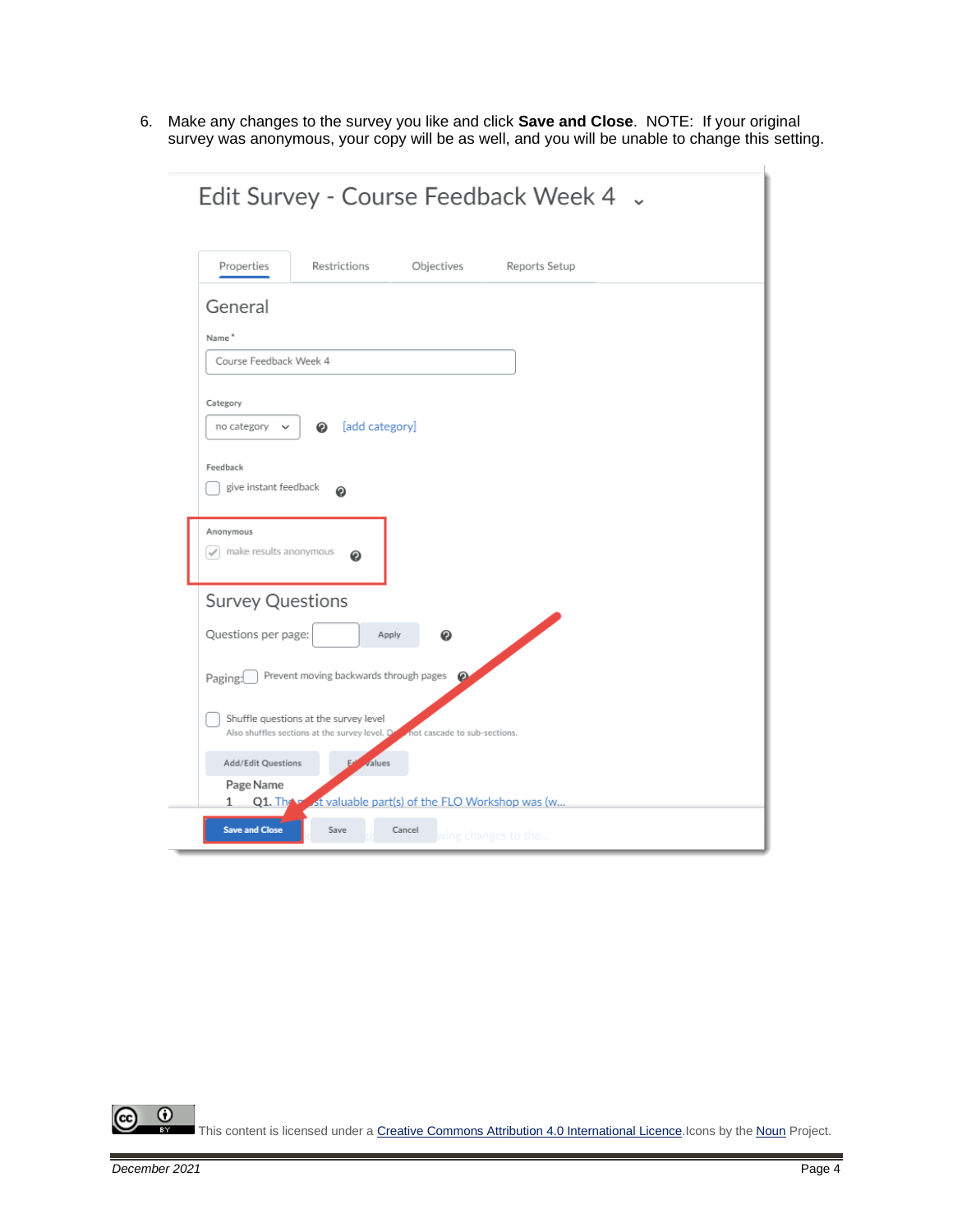6. Make any changes to the survey you like and click **Save and Close**. NOTE: If your original survey was anonymous, your copy will be as well, and you will be unable to change this setting.

This content is licensed under a Creative Commons Attribution 4.0 International Licence. Icons by the Noun Project.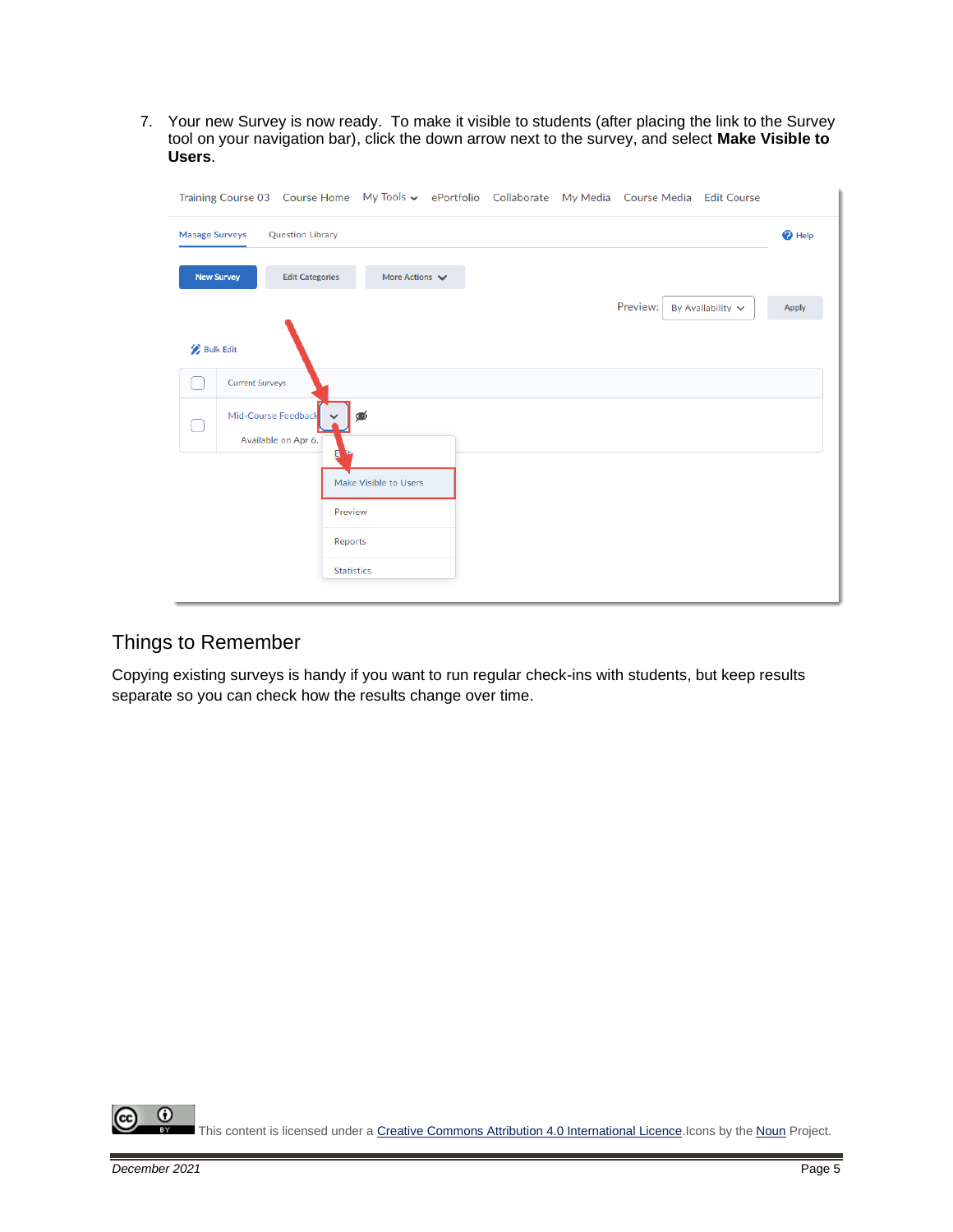7. Your new Survey is now ready. To make it visible to students (after placing the link to the Survey tool on your navigation bar), click the down arrow next to the survey, and select **Make Visible to Users**.

## Things to Remember

Copying existing surveys is handy if you want to run regular check-ins with students, but keep results separate so you can check how the results change over time.

This content is licensed under a Creative Commons Attribution 4.0 International Licence. Icons by the Noun Project.